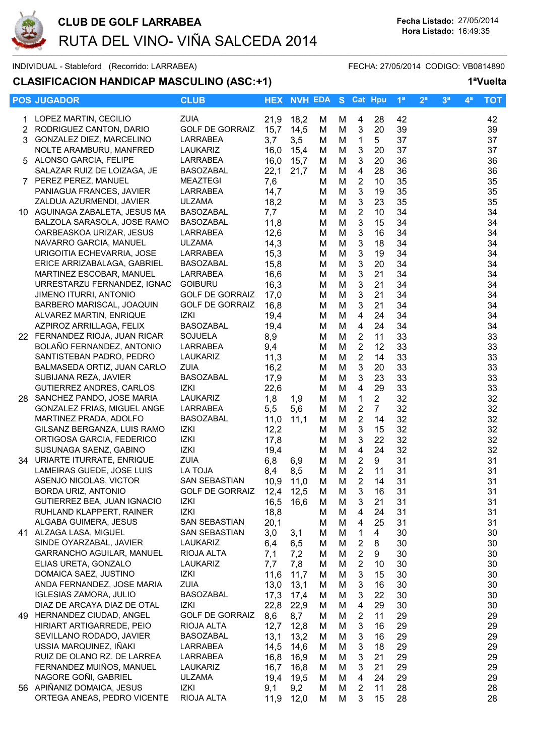# CLUB DE GOLF LARRABEA

## RUTA DEL VINO- VIÑA SALCEDA 2014

**Fecha Listado:** 27/05/2014
**Hora Listado:** 16:49:35

INDIVIDUAL - Stableford (Recorrido: LARRABEA) FECHA: 27/05/2014 CODIGO: VB0814890

### CLASIFICACION HANDICAP MASCULINO (ASC:+1)

**1ªVuelta**

| POS | JUGADOR | CLUB | HEX | NVH | EDA | S | Cat | Hpu | 1ª | 2ª | 3ª | 4ª | TOT |
|---|---|---|---|---|---|---|---|---|---|---|---|---|---|
| 1 | LOPEZ MARTIN, CECILIO | ZUIA | 21,9 | 18,2 | M | M | 4 | 28 | 42 | | | | 42 |
| 2 | RODRIGUEZ CANTON, DARIO | GOLF DE GORRAIZ | 15,7 | 14,5 | M | M | 3 | 20 | 39 | | | | 39 |
| 3 | GONZALEZ DIEZ, MARCELINO | LARRABEA | 3,7 | 3,5 | M | M | 1 | 5 | 37 | | | | 37 |
| | NOLTE ARAMBURU, MANFRED | LAUKARIZ | 16,0 | 15,4 | M | M | 3 | 20 | 37 | | | | 37 |
| 5 | ALONSO GARCIA, FELIPE | LARRABEA | 16,0 | 15,7 | M | M | 3 | 20 | 36 | | | | 36 |
| | SALAZAR RUIZ DE LOIZAGA, JE | BASOZABAL | 22,1 | 21,7 | M | M | 4 | 28 | 36 | | | | 36 |
| 7 | PEREZ PEREZ, MANUEL | MEAZTEGI | 7,6 | | M | M | 2 | 10 | 35 | | | | 35 |
| | PANIAGUA FRANCES, JAVIER | LARRABEA | 14,7 | | M | M | 3 | 19 | 35 | | | | 35 |
| | ZALDUA AZURMENDI, JAVIER | ULZAMA | 18,2 | | M | M | 3 | 23 | 35 | | | | 35 |
| 10 | AGUINAGA ZABALETA, JESUS MA | BASOZABAL | 7,7 | | M | M | 2 | 10 | 34 | | | | 34 |
| | BALZOLA SARASOLA, JOSE RAMO | BASOZABAL | 11,8 | | M | M | 3 | 15 | 34 | | | | 34 |
| | OARBEASKOA URIZAR, JESUS | LARRABEA | 12,6 | | M | M | 3 | 16 | 34 | | | | 34 |
| | NAVARRO GARCIA, MANUEL | ULZAMA | 14,3 | | M | M | 3 | 18 | 34 | | | | 34 |
| | URIGOITIA ECHEVARRIA, JOSE | LARRABEA | 15,3 | | M | M | 3 | 19 | 34 | | | | 34 |
| | ERICE ARRIZABALAGA, GABRIEL | BASOZABAL | 15,8 | | M | M | 3 | 20 | 34 | | | | 34 |
| | MARTINEZ ESCOBAR, MANUEL | LARRABEA | 16,6 | | M | M | 3 | 21 | 34 | | | | 34 |
| | URRESTARZU FERNANDEZ, IGNAC | GOIBURU | 16,3 | | M | M | 3 | 21 | 34 | | | | 34 |
| | JIMENO ITURRI, ANTONIO | GOLF DE GORRAIZ | 17,0 | | M | M | 3 | 21 | 34 | | | | 34 |
| | BARBERO MARISCAL, JOAQUIN | GOLF DE GORRAIZ | 16,8 | | M | M | 3 | 21 | 34 | | | | 34 |
| | ALVAREZ MARTIN, ENRIQUE | IZKI | 19,4 | | M | M | 4 | 24 | 34 | | | | 34 |
| | AZPIROZ ARRILLAGA, FELIX | BASOZABAL | 19,4 | | M | M | 4 | 24 | 34 | | | | 34 |
| 22 | FERNANDEZ RIOJA, JUAN RICAR | SOJUELA | 8,9 | | M | M | 2 | 11 | 33 | | | | 33 |
| | BOLAÑO FERNANDEZ, ANTONIO | LARRABEA | 9,4 | | M | M | 2 | 12 | 33 | | | | 33 |
| | SANTISTEBAN PADRO, PEDRO | LAUKARIZ | 11,3 | | M | M | 2 | 14 | 33 | | | | 33 |
| | BALMASEDA ORTIZ, JUAN CARLO | ZUIA | 16,2 | | M | M | 3 | 20 | 33 | | | | 33 |
| | SUBIJANA REZA, JAVIER | BASOZABAL | 17,9 | | M | M | 3 | 23 | 33 | | | | 33 |
| | GUTIERREZ ANDRES, CARLOS | IZKI | 22,6 | | M | M | 4 | 29 | 33 | | | | 33 |
| 28 | SANCHEZ PANDO, JOSE MARIA | LAUKARIZ | 1,8 | 1,9 | M | M | 1 | 2 | 32 | | | | 32 |
| | GONZALEZ FRIAS, MIGUEL ANGE | LARRABEA | 5,5 | 5,6 | M | M | 2 | 7 | 32 | | | | 32 |
| | MARTINEZ PRADA, ADOLFO | BASOZABAL | 11,0 | 11,1 | M | M | 2 | 14 | 32 | | | | 32 |
| | GILSANZ BERGANZA, LUIS RAMO | IZKI | 12,2 | | M | M | 3 | 15 | 32 | | | | 32 |
| | ORTIGOSA GARCIA, FEDERICO | IZKI | 17,8 | | M | M | 3 | 22 | 32 | | | | 32 |
| | SUSUNAGA SAENZ, GABINO | IZKI | 19,4 | | M | M | 4 | 24 | 32 | | | | 32 |
| 34 | URIARTE ITURRATE, ENRIQUE | ZUIA | 6,8 | 6,9 | M | M | 2 | 9 | 31 | | | | 31 |
| | LAMEIRAS GUEDE, JOSE LUIS | LA TOJA | 8,4 | 8,5 | M | M | 2 | 11 | 31 | | | | 31 |
| | ASENJO NICOLAS, VICTOR | SAN SEBASTIAN | 10,9 | 11,0 | M | M | 2 | 14 | 31 | | | | 31 |
| | BORDA URIZ, ANTONIO | GOLF DE GORRAIZ | 12,4 | 12,5 | M | M | 3 | 16 | 31 | | | | 31 |
| | GUTIERREZ BEA, JUAN IGNACIO | IZKI | 16,5 | 16,6 | M | M | 3 | 21 | 31 | | | | 31 |
| | RUHLAND KLAPPERT, RAINER | IZKI | 18,8 | | M | M | 4 | 24 | 31 | | | | 31 |
| | ALGABA GUIMERA, JESUS | SAN SEBASTIAN | 20,1 | | M | M | 4 | 25 | 31 | | | | 31 |
| 41 | ALZAGA LASA, MIGUEL | SAN SEBASTIAN | 3,0 | 3,1 | M | M | 1 | 4 | 30 | | | | 30 |
| | SINDE OYARZABAL, JAVIER | LAUKARIZ | 6,4 | 6,5 | M | M | 2 | 8 | 30 | | | | 30 |
| | GARRANCHO AGUILAR, MANUEL | RIOJA ALTA | 7,1 | 7,2 | M | M | 2 | 9 | 30 | | | | 30 |
| | ELIAS URETA, GONZALO | LAUKARIZ | 7,7 | 7,8 | M | M | 2 | 10 | 30 | | | | 30 |
| | DOMAICA SAEZ, JUSTINO | IZKI | 11,6 | 11,7 | M | M | 3 | 15 | 30 | | | | 30 |
| | ANDA FERNANDEZ, JOSE MARIA | ZUIA | 13,0 | 13,1 | M | M | 3 | 16 | 30 | | | | 30 |
| | IGLESIAS ZAMORA, JULIO | BASOZABAL | 17,3 | 17,4 | M | M | 3 | 22 | 30 | | | | 30 |
| | DIAZ DE ARCAYA DIAZ DE OTAL | IZKI | 22,8 | 22,9 | M | M | 4 | 29 | 30 | | | | 30 |
| 49 | HERNANDEZ CIUDAD, ANGEL | GOLF DE GORRAIZ | 8,6 | 8,7 | M | M | 2 | 11 | 29 | | | | 29 |
| | HIRIART ARTIGARREDE, PEIO | RIOJA ALTA | 12,7 | 12,8 | M | M | 3 | 16 | 29 | | | | 29 |
| | SEVILLANO RODADO, JAVIER | BASOZABAL | 13,1 | 13,2 | M | M | 3 | 16 | 29 | | | | 29 |
| | USSIA MARQUINEZ, IÑAKI | LARRABEA | 14,5 | 14,6 | M | M | 3 | 18 | 29 | | | | 29 |
| | RUIZ DE OLANO RZ. DE LARREA | LARRABEA | 16,8 | 16,9 | M | M | 3 | 21 | 29 | | | | 29 |
| | FERNANDEZ MUIÑOS, MANUEL | LAUKARIZ | 16,7 | 16,8 | M | M | 3 | 21 | 29 | | | | 29 |
| | NAGORE GOÑI, GABRIEL | ULZAMA | 19,4 | 19,5 | M | M | 4 | 24 | 29 | | | | 29 |
| 56 | APIÑANIZ DOMAICA, JESUS | IZKI | 9,1 | 9,2 | M | M | 2 | 11 | 28 | | | | 28 |
| | ORTEGA ANEAS, PEDRO VICENTE | RIOJA ALTA | 11,9 | 12,0 | M | M | 3 | 15 | 28 | | | | 28 |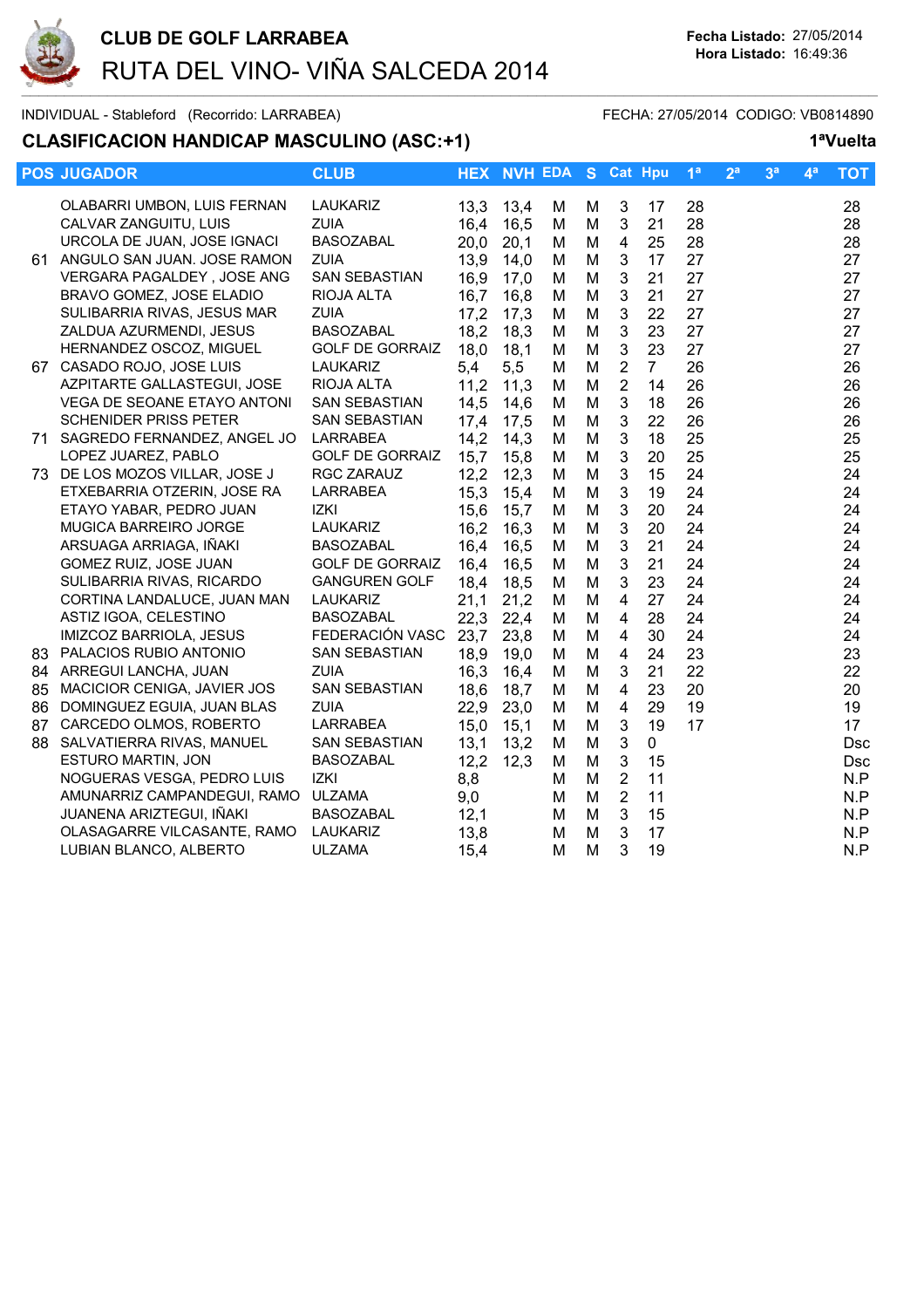**CLUB DE GOLF LARRABEA**

RUTA DEL VINO- VIÑA SALCEDA 2014

**Fecha Listado:** 27/05/2014
**Hora Listado:** 16:49:36

INDIVIDUAL - Stableford (Recorrido: LARRABEA) FECHA: 27/05/2014 CODIGO: VB0814890

## CLASIFICACION HANDICAP MASCULINO (ASC:+1)

**1ªVuelta**

| POS | JUGADOR | CLUB | HEX | NVH | EDA | S | Cat | Hpu | 1ª | 2ª | 3ª | 4ª | TOT |
|---|---|---|---|---|---|---|---|---|---|---|---|---|---|
| | OLABARRI UMBON, LUIS FERNAN | LAUKARIZ | 13,3 | 13,4 | M | M | 3 | 17 | 28 | | | | 28 |
| | CALVAR ZANGUITU, LUIS | ZUIA | 16,4 | 16,5 | M | M | 3 | 21 | 28 | | | | 28 |
| | URCOLA DE JUAN, JOSE IGNACI | BASOZABAL | 20,0 | 20,1 | M | M | 4 | 25 | 28 | | | | 28 |
| 61 | ANGULO SAN JUAN. JOSE RAMON | ZUIA | 13,9 | 14,0 | M | M | 3 | 17 | 27 | | | | 27 |
| | VERGARA PAGALDEY , JOSE ANG | SAN SEBASTIAN | 16,9 | 17,0 | M | M | 3 | 21 | 27 | | | | 27 |
| | BRAVO GOMEZ, JOSE ELADIO | RIOJA ALTA | 16,7 | 16,8 | M | M | 3 | 21 | 27 | | | | 27 |
| | SULIBARRIA RIVAS, JESUS MAR | ZUIA | 17,2 | 17,3 | M | M | 3 | 22 | 27 | | | | 27 |
| | ZALDUA AZURMENDI, JESUS | BASOZABAL | 18,2 | 18,3 | M | M | 3 | 23 | 27 | | | | 27 |
| | HERNANDEZ OSCOZ, MIGUEL | GOLF DE GORRAIZ | 18,0 | 18,1 | M | M | 3 | 23 | 27 | | | | 27 |
| 67 | CASADO ROJO, JOSE LUIS | LAUKARIZ | 5,4 | 5,5 | M | M | 2 | 7 | 26 | | | | 26 |
| | AZPITARTE GALLASTEGUI, JOSE | RIOJA ALTA | 11,2 | 11,3 | M | M | 2 | 14 | 26 | | | | 26 |
| | VEGA DE SEOANE ETAYO ANTONI | SAN SEBASTIAN | 14,5 | 14,6 | M | M | 3 | 18 | 26 | | | | 26 |
| | SCHENIDER PRISS PETER | SAN SEBASTIAN | 17,4 | 17,5 | M | M | 3 | 22 | 26 | | | | 26 |
| 71 | SAGREDO FERNANDEZ, ANGEL JO | LARRABEA | 14,2 | 14,3 | M | M | 3 | 18 | 25 | | | | 25 |
| | LOPEZ JUAREZ, PABLO | GOLF DE GORRAIZ | 15,7 | 15,8 | M | M | 3 | 20 | 25 | | | | 25 |
| 73 | DE LOS MOZOS VILLAR, JOSE J | RGC ZARAUZ | 12,2 | 12,3 | M | M | 3 | 15 | 24 | | | | 24 |
| | ETXEBARRIA OTZERIN, JOSE RA | LARRABEA | 15,3 | 15,4 | M | M | 3 | 19 | 24 | | | | 24 |
| | ETAYO YABAR, PEDRO JUAN | IZKI | 15,6 | 15,7 | M | M | 3 | 20 | 24 | | | | 24 |
| | MUGICA BARREIRO JORGE | LAUKARIZ | 16,2 | 16,3 | M | M | 3 | 20 | 24 | | | | 24 |
| | ARSUAGA ARRIAGA, IÑAKI | BASOZABAL | 16,4 | 16,5 | M | M | 3 | 21 | 24 | | | | 24 |
| | GOMEZ RUIZ, JOSE JUAN | GOLF DE GORRAIZ | 16,4 | 16,5 | M | M | 3 | 21 | 24 | | | | 24 |
| | SULIBARRIA RIVAS, RICARDO | GANGUREN GOLF | 18,4 | 18,5 | M | M | 3 | 23 | 24 | | | | 24 |
| | CORTINA LANDALUCE, JUAN MAN | LAUKARIZ | 21,1 | 21,2 | M | M | 4 | 27 | 24 | | | | 24 |
| | ASTIZ IGOA, CELESTINO | BASOZABAL | 22,3 | 22,4 | M | M | 4 | 28 | 24 | | | | 24 |
| | IMIZCOZ BARRIOLA, JESUS | FEDERACIÓN VASC | 23,7 | 23,8 | M | M | 4 | 30 | 24 | | | | 24 |
| 83 | PALACIOS RUBIO ANTONIO | SAN SEBASTIAN | 18,9 | 19,0 | M | M | 4 | 24 | 23 | | | | 23 |
| 84 | ARREGUI LANCHA, JUAN | ZUIA | 16,3 | 16,4 | M | M | 3 | 21 | 22 | | | | 22 |
| 85 | MACICIOR CENIGA, JAVIER JOS | SAN SEBASTIAN | 18,6 | 18,7 | M | M | 4 | 23 | 20 | | | | 20 |
| 86 | DOMINGUEZ EGUIA, JUAN BLAS | ZUIA | 22,9 | 23,0 | M | M | 4 | 29 | 19 | | | | 19 |
| 87 | CARCEDO OLMOS, ROBERTO | LARRABEA | 15,0 | 15,1 | M | M | 3 | 19 | 17 | | | | 17 |
| 88 | SALVATIERRA RIVAS, MANUEL | SAN SEBASTIAN | 13,1 | 13,2 | M | M | 3 | 0 | | | | | Dsc |
| | ESTURO MARTIN, JON | BASOZABAL | 12,2 | 12,3 | M | M | 3 | 15 | | | | | Dsc |
| | NOGUERAS VESGA, PEDRO LUIS | IZKI | 8,8 | | M | M | 2 | 11 | | | | | N.P |
| | AMUNARRIZ CAMPANDEGUI, RAMO | ULZAMA | 9,0 | | M | M | 2 | 11 | | | | | N.P |
| | JUANENA ARIZTEGUI, IÑAKI | BASOZABAL | 12,1 | | M | M | 3 | 15 | | | | | N.P |
| | OLASAGARRE VILCASANTE, RAMO | LAUKARIZ | 13,8 | | M | M | 3 | 17 | | | | | N.P |
| | LUBIAN BLANCO, ALBERTO | ULZAMA | 15,4 | | M | M | 3 | 19 | | | | | N.P |